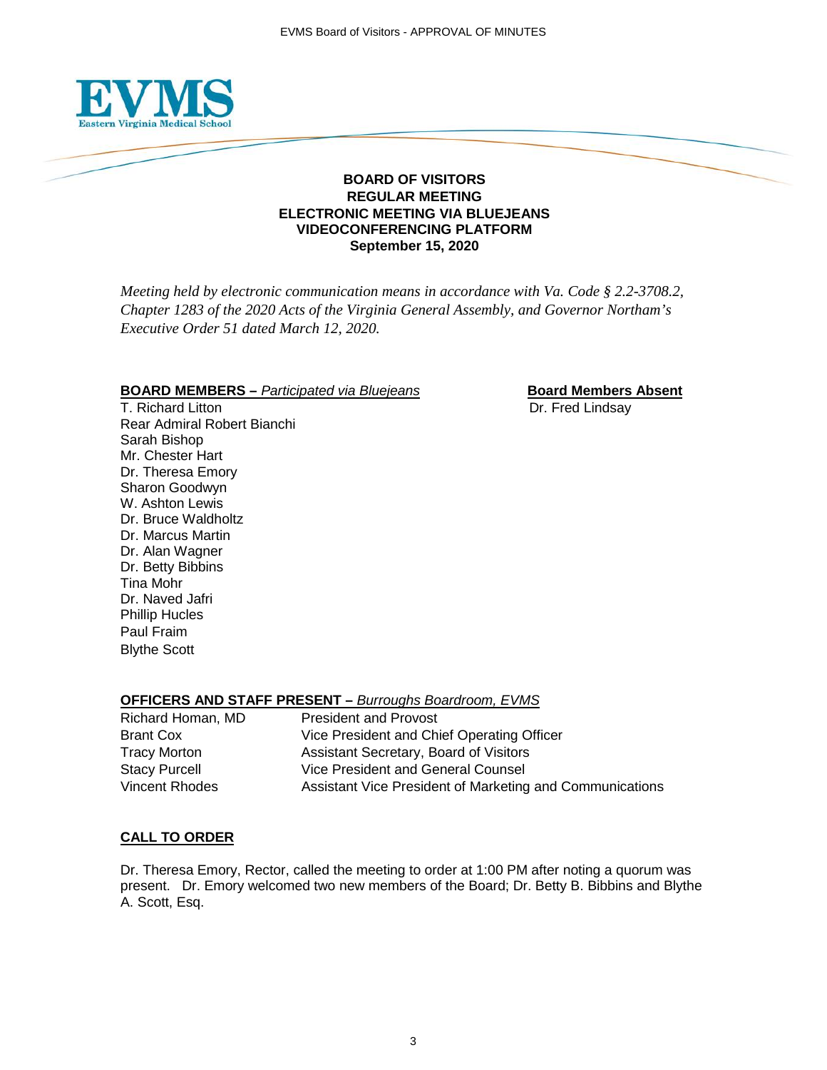# BOARD OF VISITORS
## REGULAR MEETING
## ELECTRONIC MEETING VIA BLUEJEANS VIDEOCONFERENCING PLATFORM
## September 15, 2020

*Meeting held by electronic communication means in accordance with Va. Code § 2.2-3708.2, Chapter 1283 of the 2020 Acts of the Virginia General Assembly, and Governor Northam's Executive Order 51 dated March 12, 2020.*

**BOARD MEMBERS –** *Participated via Bluejeans*

T. Richard Litton
Rear Admiral Robert Bianchi
Sarah Bishop
Mr. Chester Hart
Dr. Theresa Emory
Sharon Goodwyn
W. Ashton Lewis
Dr. Bruce Waldholtz
Dr. Marcus Martin
Dr. Alan Wagner
Dr. Betty Bibbins
Tina Mohr
Dr. Naved Jafri
Phillip Hucles
Paul Fraim
Blythe Scott

**Board Members Absent**

Dr. Fred Lindsay

**OFFICERS AND STAFF PRESENT –** *Burroughs Boardroom, EVMS*

| | |
|---|---|
| Richard Homan, MD | President and Provost |
| Brant Cox | Vice President and Chief Operating Officer |
| Tracy Morton | Assistant Secretary, Board of Visitors |
| Stacy Purcell | Vice President and General Counsel |
| Vincent Rhodes | Assistant Vice President of Marketing and Communications |

**CALL TO ORDER**

Dr. Theresa Emory, Rector, called the meeting to order at 1:00 PM after noting a quorum was present. Dr. Emory welcomed two new members of the Board; Dr. Betty B. Bibbins and Blythe A. Scott, Esq.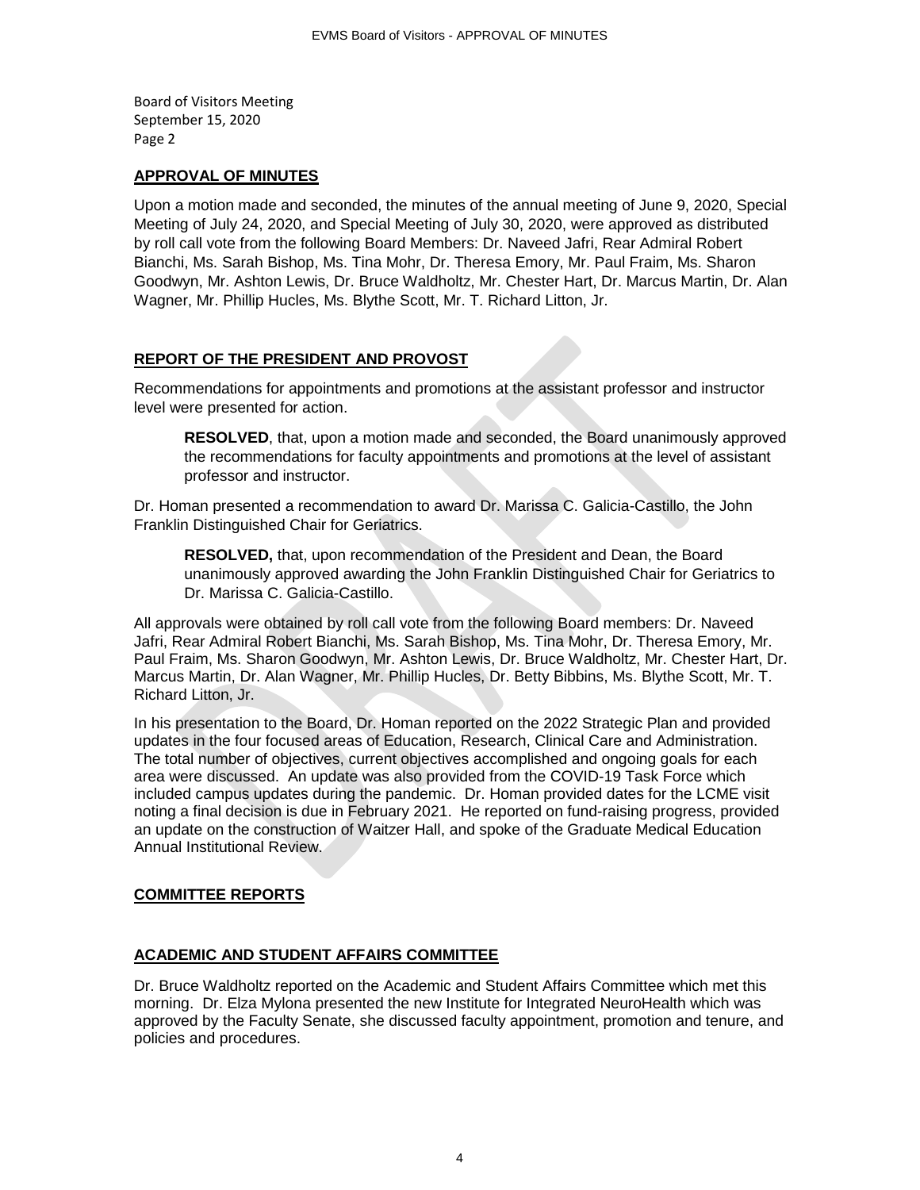## APPROVAL OF MINUTES

Upon a motion made and seconded, the minutes of the annual meeting of June 9, 2020, Special Meeting of July 24, 2020, and Special Meeting of July 30, 2020, were approved as distributed by roll call vote from the following Board Members: Dr. Naveed Jafri, Rear Admiral Robert Bianchi, Ms. Sarah Bishop, Ms. Tina Mohr, Dr. Theresa Emory, Mr. Paul Fraim, Ms. Sharon Goodwyn, Mr. Ashton Lewis, Dr. Bruce Waldholtz, Mr. Chester Hart, Dr. Marcus Martin, Dr. Alan Wagner, Mr. Phillip Hucles, Ms. Blythe Scott, Mr. T. Richard Litton, Jr.

## REPORT OF THE PRESIDENT AND PROVOST

Recommendations for appointments and promotions at the assistant professor and instructor level were presented for action.

> **RESOLVED**, that, upon a motion made and seconded, the Board unanimously approved the recommendations for faculty appointments and promotions at the level of assistant professor and instructor.

Dr. Homan presented a recommendation to award Dr. Marissa C. Galicia-Castillo, the John Franklin Distinguished Chair for Geriatrics.

> **RESOLVED,** that, upon recommendation of the President and Dean, the Board unanimously approved awarding the John Franklin Distinguished Chair for Geriatrics to Dr. Marissa C. Galicia-Castillo.

All approvals were obtained by roll call vote from the following Board members: Dr. Naveed Jafri, Rear Admiral Robert Bianchi, Ms. Sarah Bishop, Ms. Tina Mohr, Dr. Theresa Emory, Mr. Paul Fraim, Ms. Sharon Goodwyn, Mr. Ashton Lewis, Dr. Bruce Waldholtz, Mr. Chester Hart, Dr. Marcus Martin, Dr. Alan Wagner, Mr. Phillip Hucles, Dr. Betty Bibbins, Ms. Blythe Scott, Mr. T. Richard Litton, Jr.

In his presentation to the Board, Dr. Homan reported on the 2022 Strategic Plan and provided updates in the four focused areas of Education, Research, Clinical Care and Administration. The total number of objectives, current objectives accomplished and ongoing goals for each area were discussed. An update was also provided from the COVID-19 Task Force which included campus updates during the pandemic. Dr. Homan provided dates for the LCME visit noting a final decision is due in February 2021. He reported on fund-raising progress, provided an update on the construction of Waitzer Hall, and spoke of the Graduate Medical Education Annual Institutional Review.

## COMMITTEE REPORTS

## ACADEMIC AND STUDENT AFFAIRS COMMITTEE

Dr. Bruce Waldholtz reported on the Academic and Student Affairs Committee which met this morning. Dr. Elza Mylona presented the new Institute for Integrated NeuroHealth which was approved by the Faculty Senate, she discussed faculty appointment, promotion and tenure, and policies and procedures.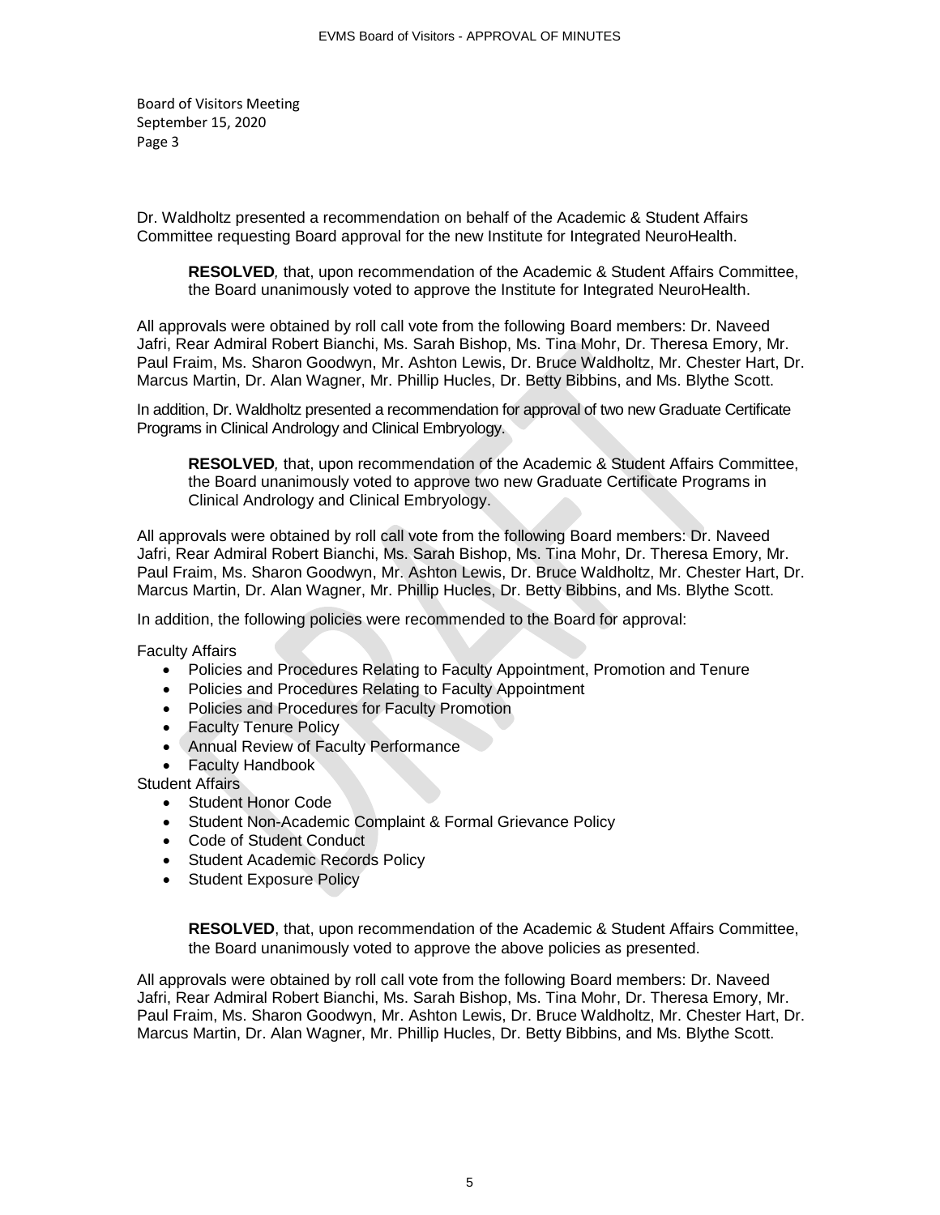Board of Visitors Meeting
September 15, 2020
Page 3

Dr. Waldholtz presented a recommendation on behalf of the Academic & Student Affairs Committee requesting Board approval for the new Institute for Integrated NeuroHealth.

> **RESOLVED***,* that, upon recommendation of the Academic & Student Affairs Committee, the Board unanimously voted to approve the Institute for Integrated NeuroHealth.

All approvals were obtained by roll call vote from the following Board members: Dr. Naveed Jafri, Rear Admiral Robert Bianchi, Ms. Sarah Bishop, Ms. Tina Mohr, Dr. Theresa Emory, Mr. Paul Fraim, Ms. Sharon Goodwyn, Mr. Ashton Lewis, Dr. Bruce Waldholtz, Mr. Chester Hart, Dr. Marcus Martin, Dr. Alan Wagner, Mr. Phillip Hucles, Dr. Betty Bibbins, and Ms. Blythe Scott.

In addition, Dr. Waldholtz presented a recommendation for approval of two new Graduate Certificate Programs in Clinical Andrology and Clinical Embryology.

> **RESOLVED***,* that, upon recommendation of the Academic & Student Affairs Committee, the Board unanimously voted to approve two new Graduate Certificate Programs in Clinical Andrology and Clinical Embryology.

All approvals were obtained by roll call vote from the following Board members: Dr. Naveed Jafri, Rear Admiral Robert Bianchi, Ms. Sarah Bishop, Ms. Tina Mohr, Dr. Theresa Emory, Mr. Paul Fraim, Ms. Sharon Goodwyn, Mr. Ashton Lewis, Dr. Bruce Waldholtz, Mr. Chester Hart, Dr. Marcus Martin, Dr. Alan Wagner, Mr. Phillip Hucles, Dr. Betty Bibbins, and Ms. Blythe Scott.

In addition, the following policies were recommended to the Board for approval:

Faculty Affairs

- Policies and Procedures Relating to Faculty Appointment, Promotion and Tenure
- Policies and Procedures Relating to Faculty Appointment
- Policies and Procedures for Faculty Promotion
- Faculty Tenure Policy
- Annual Review of Faculty Performance
- Faculty Handbook

Student Affairs

- Student Honor Code
- Student Non-Academic Complaint & Formal Grievance Policy
- Code of Student Conduct
- Student Academic Records Policy
- Student Exposure Policy

> **RESOLVED**, that, upon recommendation of the Academic & Student Affairs Committee, the Board unanimously voted to approve the above policies as presented.

All approvals were obtained by roll call vote from the following Board members: Dr. Naveed Jafri, Rear Admiral Robert Bianchi, Ms. Sarah Bishop, Ms. Tina Mohr, Dr. Theresa Emory, Mr. Paul Fraim, Ms. Sharon Goodwyn, Mr. Ashton Lewis, Dr. Bruce Waldholtz, Mr. Chester Hart, Dr. Marcus Martin, Dr. Alan Wagner, Mr. Phillip Hucles, Dr. Betty Bibbins, and Ms. Blythe Scott.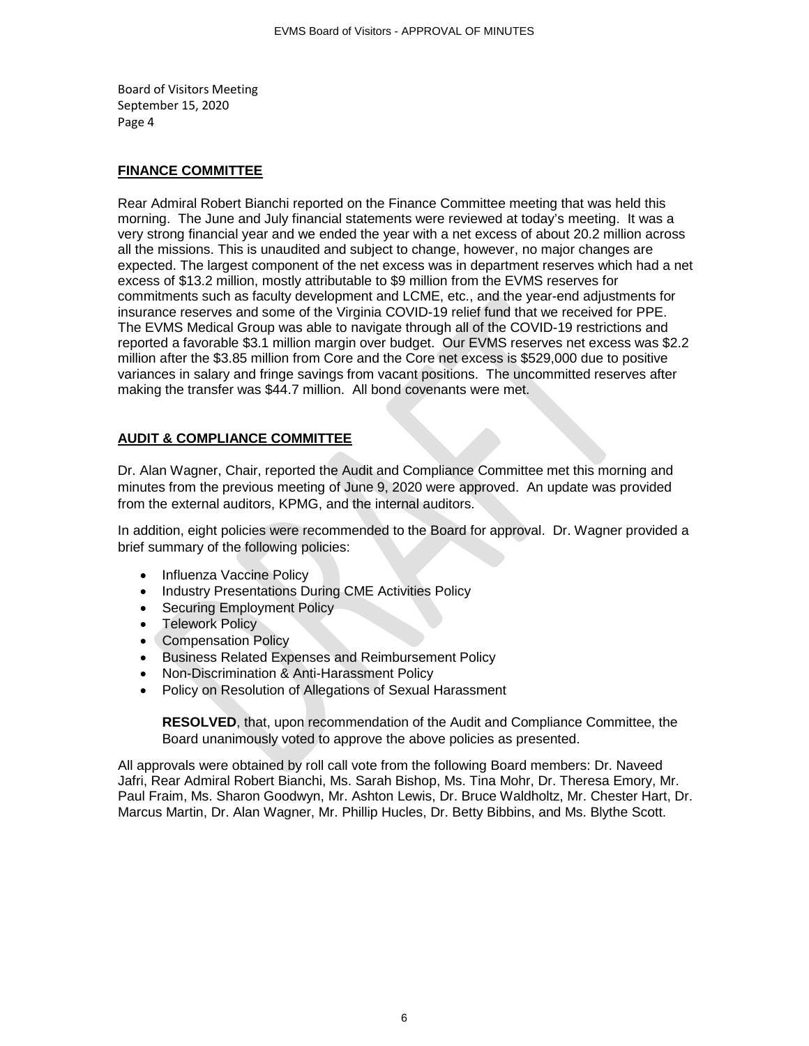Board of Visitors Meeting
September 15, 2020
Page 4

## FINANCE COMMITTEE

Rear Admiral Robert Bianchi reported on the Finance Committee meeting that was held this morning. The June and July financial statements were reviewed at today's meeting. It was a very strong financial year and we ended the year with a net excess of about 20.2 million across all the missions. This is unaudited and subject to change, however, no major changes are expected. The largest component of the net excess was in department reserves which had a net excess of $13.2 million, mostly attributable to $9 million from the EVMS reserves for commitments such as faculty development and LCME, etc., and the year-end adjustments for insurance reserves and some of the Virginia COVID-19 relief fund that we received for PPE. The EVMS Medical Group was able to navigate through all of the COVID-19 restrictions and reported a favorable $3.1 million margin over budget. Our EVMS reserves net excess was $2.2 million after the $3.85 million from Core and the Core net excess is $529,000 due to positive variances in salary and fringe savings from vacant positions. The uncommitted reserves after making the transfer was $44.7 million. All bond covenants were met.

## AUDIT & COMPLIANCE COMMITTEE

Dr. Alan Wagner, Chair, reported the Audit and Compliance Committee met this morning and minutes from the previous meeting of June 9, 2020 were approved. An update was provided from the external auditors, KPMG, and the internal auditors.

In addition, eight policies were recommended to the Board for approval. Dr. Wagner provided a brief summary of the following policies:

- Influenza Vaccine Policy
- Industry Presentations During CME Activities Policy
- Securing Employment Policy
- Telework Policy
- Compensation Policy
- Business Related Expenses and Reimbursement Policy
- Non-Discrimination & Anti-Harassment Policy
- Policy on Resolution of Allegations of Sexual Harassment

> **RESOLVED**, that, upon recommendation of the Audit and Compliance Committee, the Board unanimously voted to approve the above policies as presented.

All approvals were obtained by roll call vote from the following Board members: Dr. Naveed Jafri, Rear Admiral Robert Bianchi, Ms. Sarah Bishop, Ms. Tina Mohr, Dr. Theresa Emory, Mr. Paul Fraim, Ms. Sharon Goodwyn, Mr. Ashton Lewis, Dr. Bruce Waldholtz, Mr. Chester Hart, Dr. Marcus Martin, Dr. Alan Wagner, Mr. Phillip Hucles, Dr. Betty Bibbins, and Ms. Blythe Scott.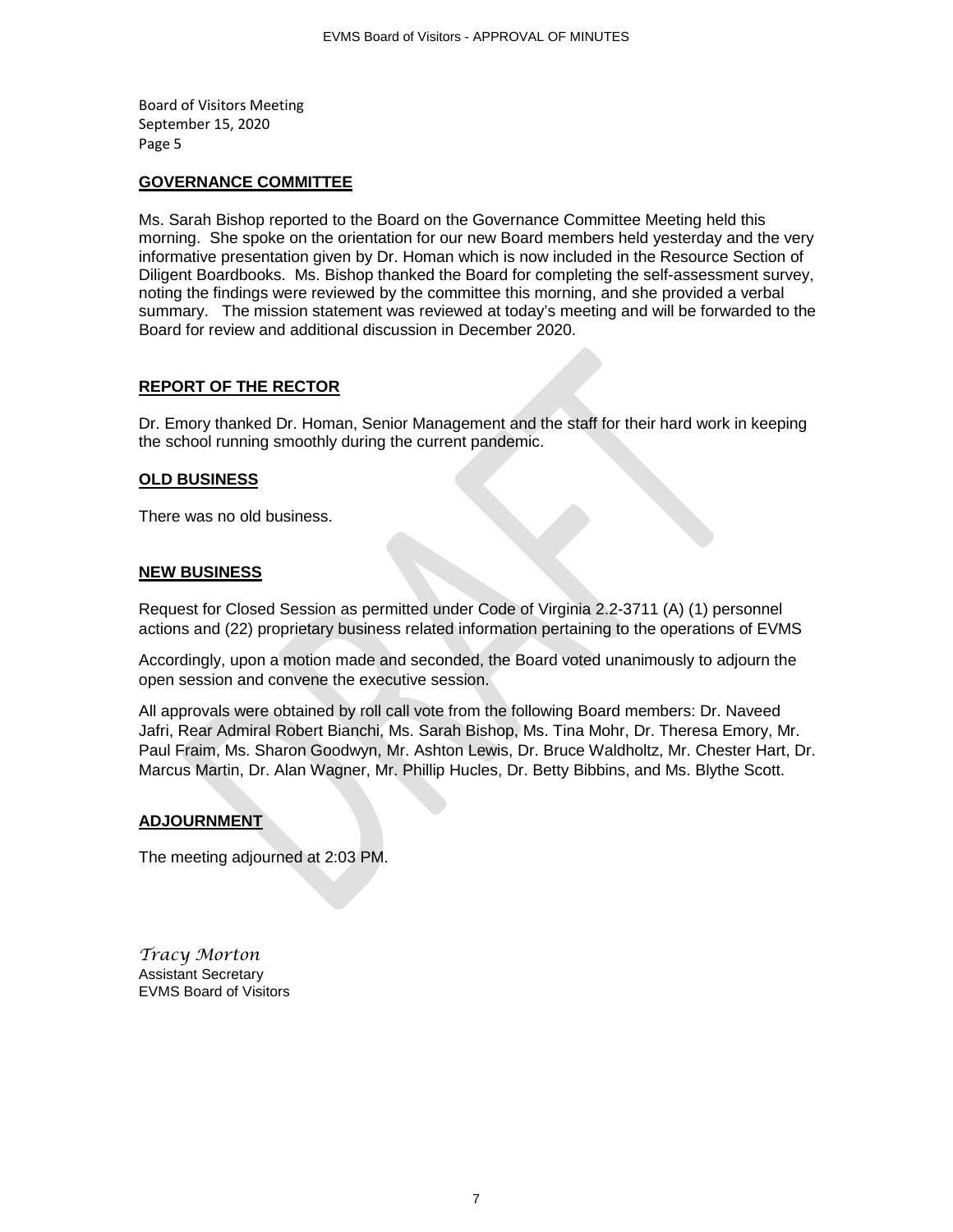Board of Visitors Meeting
September 15, 2020
Page 5

## GOVERNANCE COMMITTEE

Ms. Sarah Bishop reported to the Board on the Governance Committee Meeting held this morning. She spoke on the orientation for our new Board members held yesterday and the very informative presentation given by Dr. Homan which is now included in the Resource Section of Diligent Boardbooks. Ms. Bishop thanked the Board for completing the self-assessment survey, noting the findings were reviewed by the committee this morning, and she provided a verbal summary. The mission statement was reviewed at today's meeting and will be forwarded to the Board for review and additional discussion in December 2020.

## REPORT OF THE RECTOR

Dr. Emory thanked Dr. Homan, Senior Management and the staff for their hard work in keeping the school running smoothly during the current pandemic.

## OLD BUSINESS

There was no old business.

## NEW BUSINESS

Request for Closed Session as permitted under Code of Virginia 2.2-3711 (A) (1) personnel actions and (22) proprietary business related information pertaining to the operations of EVMS

Accordingly, upon a motion made and seconded, the Board voted unanimously to adjourn the open session and convene the executive session.

All approvals were obtained by roll call vote from the following Board members: Dr. Naveed Jafri, Rear Admiral Robert Bianchi, Ms. Sarah Bishop, Ms. Tina Mohr, Dr. Theresa Emory, Mr. Paul Fraim, Ms. Sharon Goodwyn, Mr. Ashton Lewis, Dr. Bruce Waldholtz, Mr. Chester Hart, Dr. Marcus Martin, Dr. Alan Wagner, Mr. Phillip Hucles, Dr. Betty Bibbins, and Ms. Blythe Scott.

## ADJOURNMENT

The meeting adjourned at 2:03 PM.

*Tracy Morton*
Assistant Secretary
EVMS Board of Visitors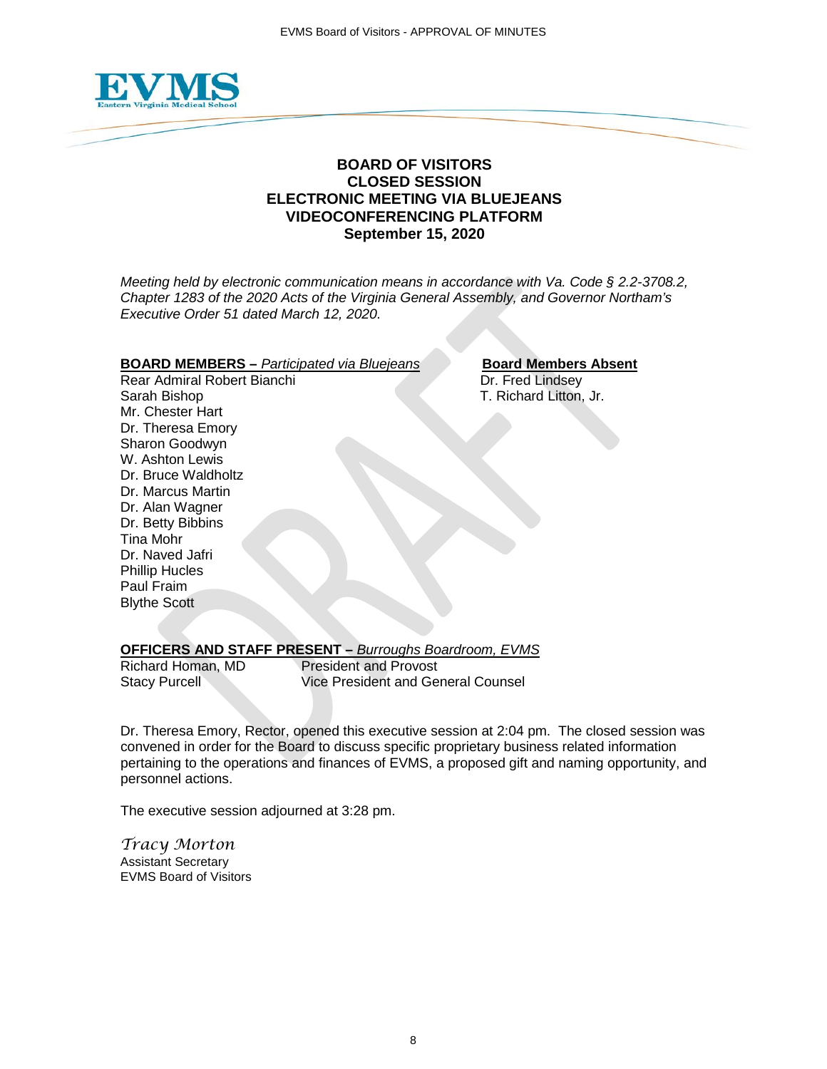# BOARD OF VISITORS
# CLOSED SESSION
# ELECTRONIC MEETING VIA BLUEJEANS VIDEOCONFERENCING PLATFORM
# September 15, 2020

*Meeting held by electronic communication means in accordance with Va. Code § 2.2-3708.2, Chapter 1283 of the 2020 Acts of the Virginia General Assembly, and Governor Northam's Executive Order 51 dated March 12, 2020.*

**BOARD MEMBERS –** *Participated via Bluejeans*

Rear Admiral Robert Bianchi
Sarah Bishop
Mr. Chester Hart
Dr. Theresa Emory
Sharon Goodwyn
W. Ashton Lewis
Dr. Bruce Waldholtz
Dr. Marcus Martin
Dr. Alan Wagner
Dr. Betty Bibbins
Tina Mohr
Dr. Naved Jafri
Phillip Hucles
Paul Fraim
Blythe Scott

**Board Members Absent**

Dr. Fred Lindsey
T. Richard Litton, Jr.

**OFFICERS AND STAFF PRESENT –** *Burroughs Boardroom, EVMS*

| | |
|---|---|
| Richard Homan, MD | President and Provost |
| Stacy Purcell | Vice President and General Counsel |

Dr. Theresa Emory, Rector, opened this executive session at 2:04 pm. The closed session was convened in order for the Board to discuss specific proprietary business related information pertaining to the operations and finances of EVMS, a proposed gift and naming opportunity, and personnel actions.

The executive session adjourned at 3:28 pm.

*Tracy Morton*
Assistant Secretary
EVMS Board of Visitors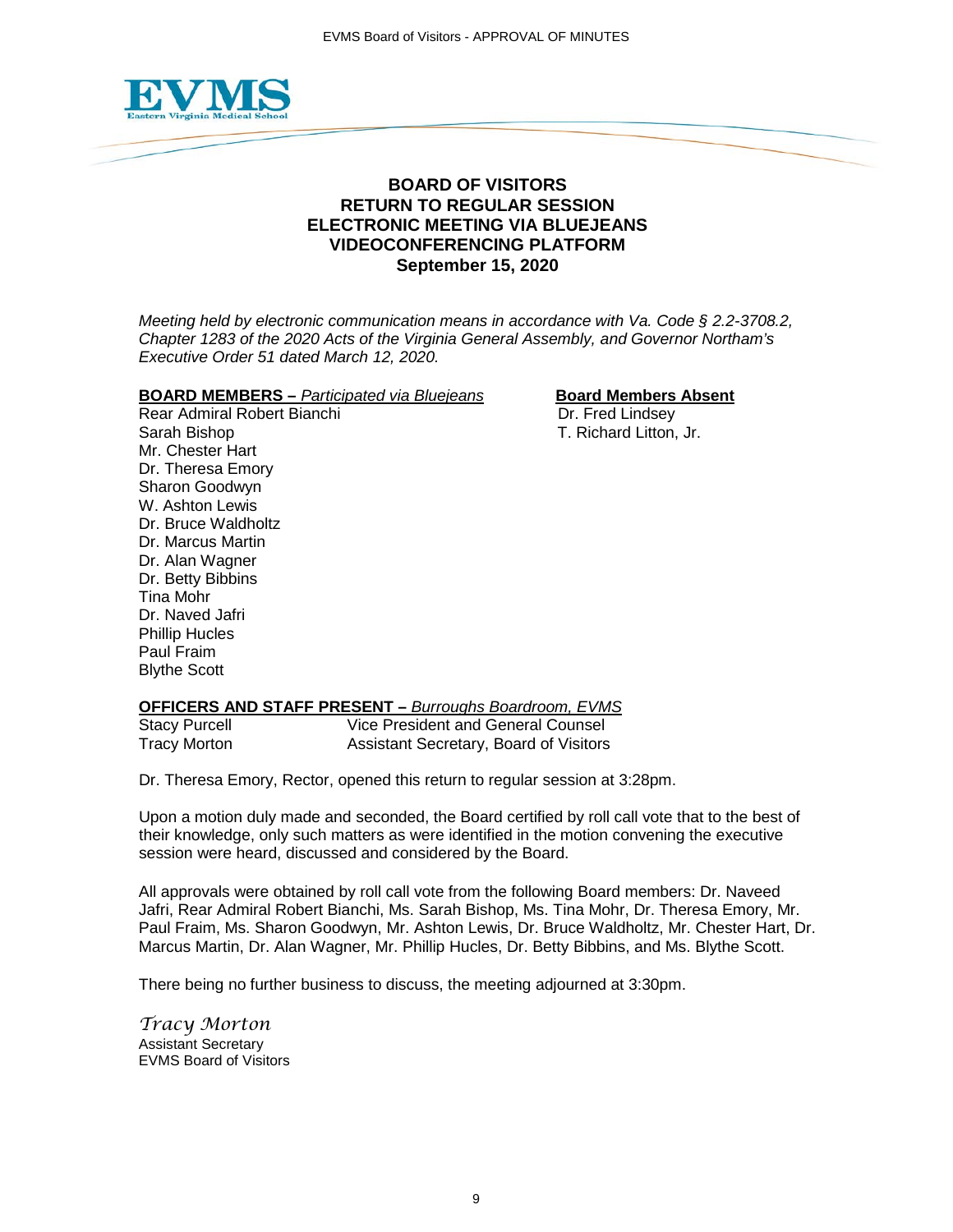# BOARD OF VISITORS
# RETURN TO REGULAR SESSION
# ELECTRONIC MEETING VIA BLUEJEANS VIDEOCONFERENCING PLATFORM
# September 15, 2020

*Meeting held by electronic communication means in accordance with Va. Code § 2.2-3708.2, Chapter 1283 of the 2020 Acts of the Virginia General Assembly, and Governor Northam's Executive Order 51 dated March 12, 2020.*

**BOARD MEMBERS –** ***Participated via Bluejeans***

Rear Admiral Robert Bianchi
Sarah Bishop
Mr. Chester Hart
Dr. Theresa Emory
Sharon Goodwyn
W. Ashton Lewis
Dr. Bruce Waldholtz
Dr. Marcus Martin
Dr. Alan Wagner
Dr. Betty Bibbins
Tina Mohr
Dr. Naved Jafri
Phillip Hucles
Paul Fraim
Blythe Scott

**Board Members Absent**

Dr. Fred Lindsey
T. Richard Litton, Jr.

**OFFICERS AND STAFF PRESENT –** ***Burroughs Boardroom, EVMS***

| | |
|---|---|
| Stacy Purcell | Vice President and General Counsel |
| Tracy Morton | Assistant Secretary, Board of Visitors |

Dr. Theresa Emory, Rector, opened this return to regular session at 3:28pm.

Upon a motion duly made and seconded, the Board certified by roll call vote that to the best of their knowledge, only such matters as were identified in the motion convening the executive session were heard, discussed and considered by the Board.

All approvals were obtained by roll call vote from the following Board members: Dr. Naveed Jafri, Rear Admiral Robert Bianchi, Ms. Sarah Bishop, Ms. Tina Mohr, Dr. Theresa Emory, Mr. Paul Fraim, Ms. Sharon Goodwyn, Mr. Ashton Lewis, Dr. Bruce Waldholtz, Mr. Chester Hart, Dr. Marcus Martin, Dr. Alan Wagner, Mr. Phillip Hucles, Dr. Betty Bibbins, and Ms. Blythe Scott.

There being no further business to discuss, the meeting adjourned at 3:30pm.

*Tracy Morton*
Assistant Secretary
EVMS Board of Visitors